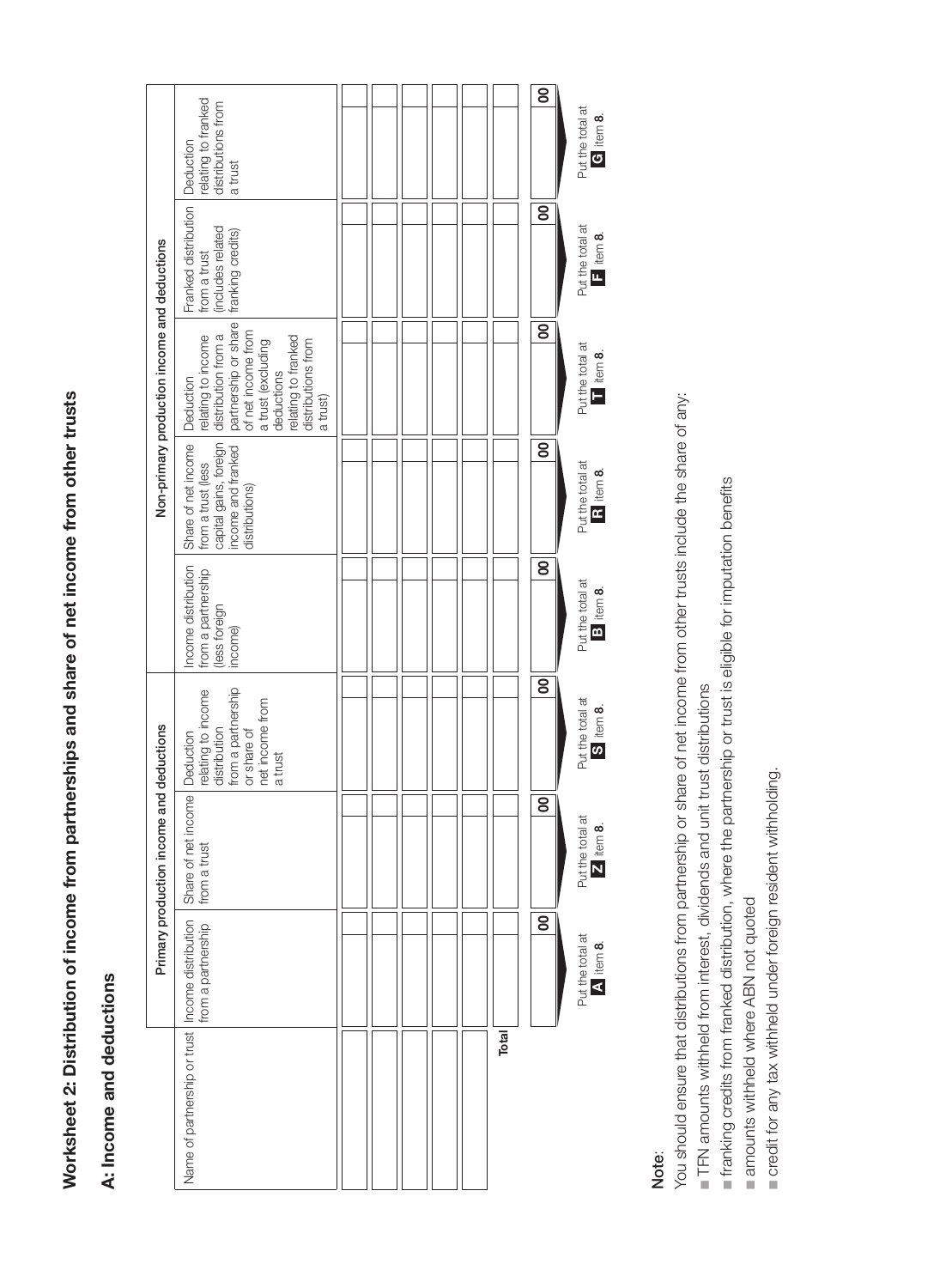# Worksheet 2: Distribution of income from partnerships and share of net income from other trusts

## A: Income and deductions

| Name of partnership or trust | Primary production income and deductions | | | Non-primary production income and deductions | | | | |
|---|---|---|---|---|---|---|---|---|
| | Income distribution from a partnership | Share of net income from a trust | Deduction relating to income distribution from a partnership or share of net income from a trust | Income distribution from a partnership (less foreign income) | Share of net income from a trust (less capital gains, foreign income and franked distributions) | Deduction relating to income distribution from a partnership or share of net income from a trust (excluding deductions relating to franked distributions from a trust) | Franked distribution from a trust (includes related franking credits) | Deduction relating to franked distributions from a trust |
| | | | | | | | | |
| | | | | | | | | |
| | | | | | | | | |
| | | | | | | | | |
| | | | | | | | | |
| | | | | | | | | |
| **Total** | 00 | 00 | 00 | 00 | 00 | 00 | 00 | 00 |
| | Put the total at **A** item **8**. | Put the total at **Z** item **8**. | Put the total at **S** item **8**. | Put the total at **B** item **8**. | Put the total at **R** item **8**. | Put the total at **T** item **8**. | Put the total at **F** item **8**. | Put the total at **G** item **8**. |

**Note**:

You should ensure that distributions from partnership or share of net income from other trusts include the share of any:

- TFN amounts withheld from interest, dividends and unit trust distributions
- franking credits from franked distribution, where the partnership or trust is eligible for imputation benefits
- amounts withheld where ABN not quoted
- credit for any tax withheld under foreign resident withholding.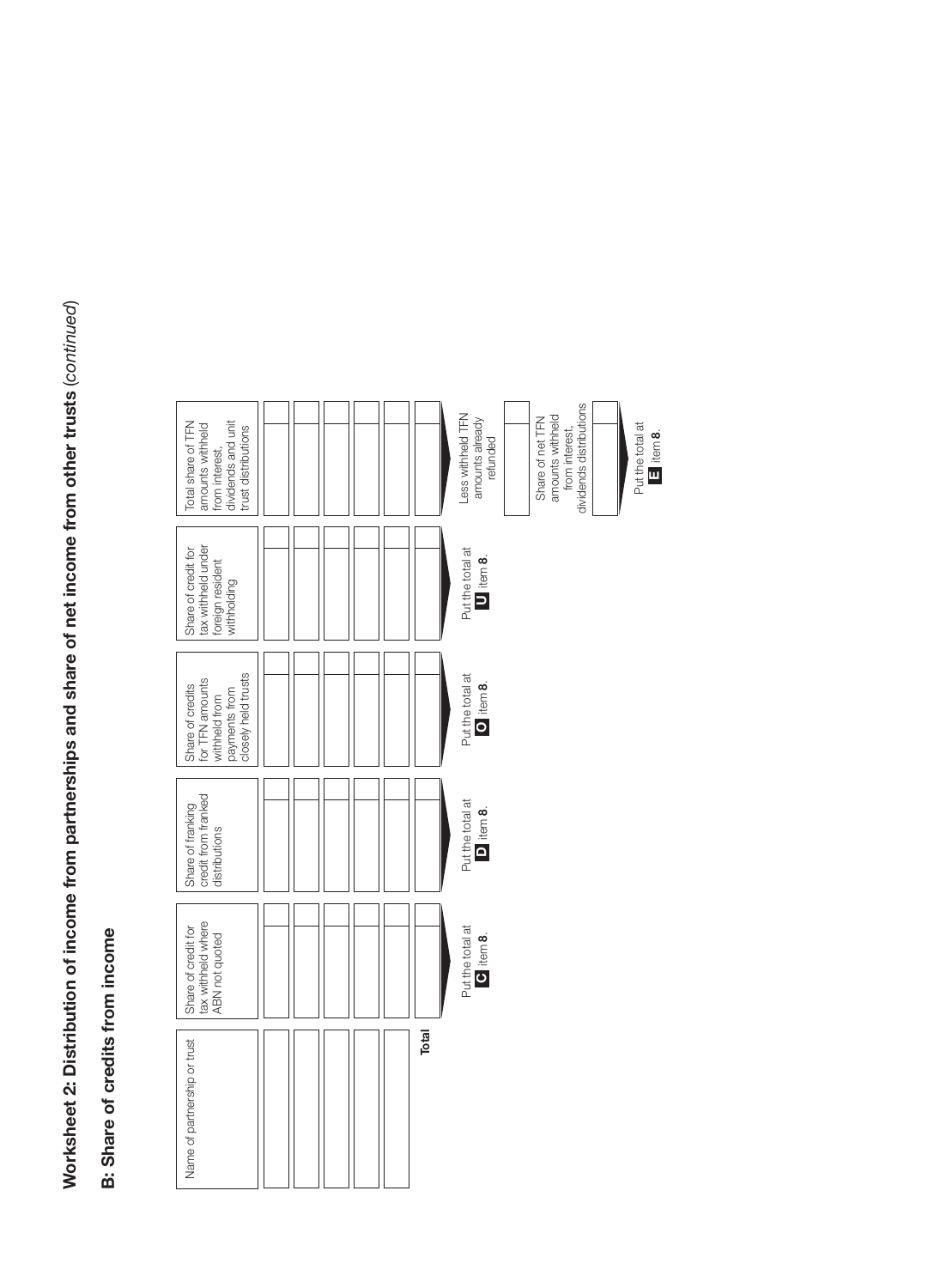# Worksheet 2: Distribution of income from partnerships and share of net income from other trusts *(continued)*

## B: Share of credits from income

| Name of partnership or trust | Share of credit for tax withheld where ABN not quoted | Share of franking credit from franked distributions | Share of credits for TFN amounts withheld from payments from closely held trusts | Share of credit for tax withheld under foreign resident withholding | Total share of TFN amounts withheld from interest, dividends and unit trust distributions |
|---|---|---|---|---|---|
| | | | | | |
| | | | | | |
| | | | | | |
| | | | | | |
| | | | | | |
| **Total** | | | | | |
| | Put the total at **C** item **8**. | Put the total at **D** item **8**. | Put the total at **O** item **8**. | Put the total at **U** item **8**. | Less withheld TFN amounts already refunded |
| | | | | | |
| | | | | | Share of net TFN amounts withheld from interest, dividends distributions |
| | | | | | |
| | | | | | Put the total at **E** item **8**. |